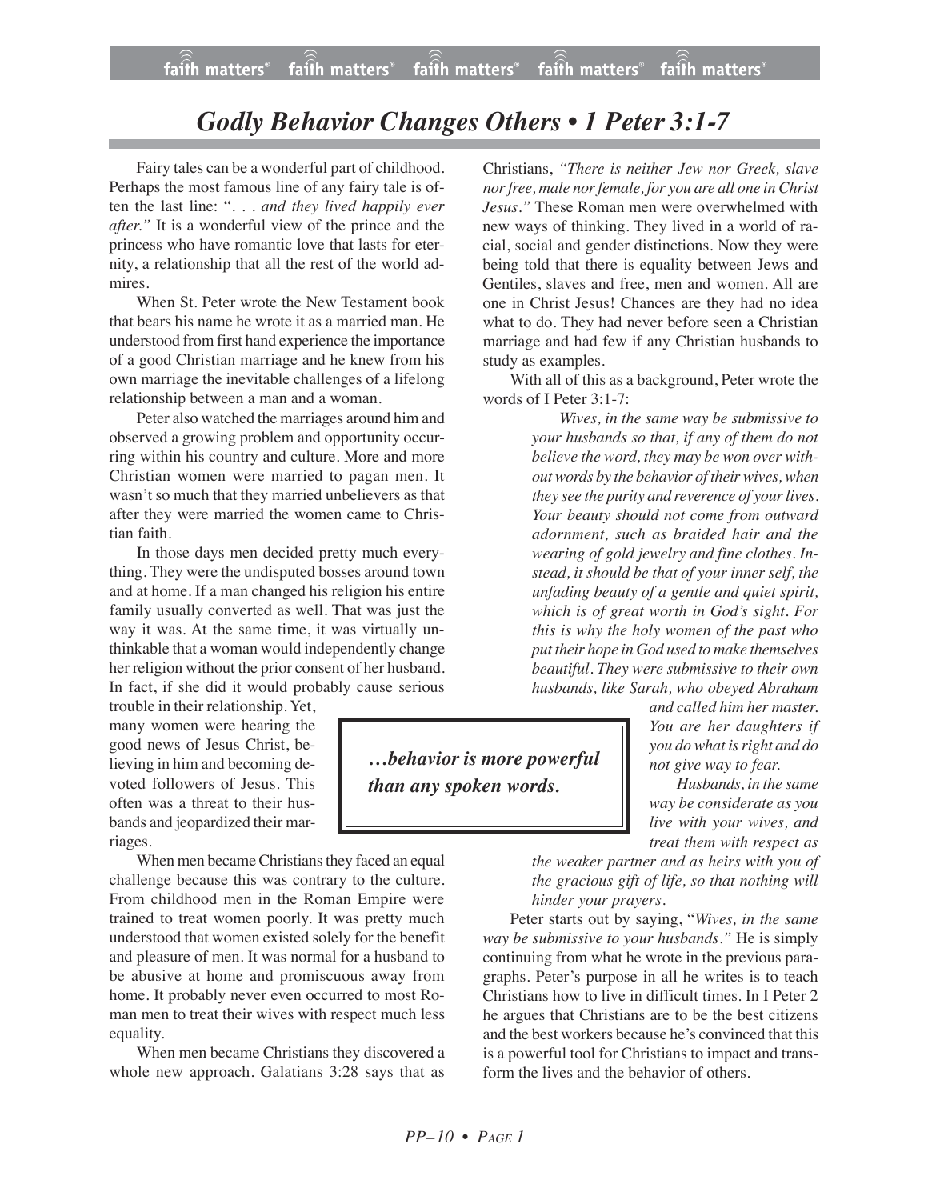# *Godly Behavior Changes Others • 1 Peter 3:1-7*

Fairy tales can be a wonderful part of childhood. Perhaps the most famous line of any fairy tale is often the last line: ". . . *and they lived happily ever after."* It is a wonderful view of the prince and the princess who have romantic love that lasts for eternity, a relationship that all the rest of the world admires.

When St. Peter wrote the New Testament book that bears his name he wrote it as a married man. He understood from first hand experience the importance of a good Christian marriage and he knew from his own marriage the inevitable challenges of a lifelong relationship between a man and a woman.

Peter also watched the marriages around him and observed a growing problem and opportunity occurring within his country and culture. More and more Christian women were married to pagan men. It wasn't so much that they married unbelievers as that after they were married the women came to Christian faith.

In those days men decided pretty much everything. They were the undisputed bosses around town and at home. If a man changed his religion his entire family usually converted as well. That was just the way it was. At the same time, it was virtually unthinkable that a woman would independently change her religion without the prior consent of her husband. In fact, if she did it would probably cause serious trouble in their relationship. Yet, many women were hearing the good news of Jesus Christ, believing in him and becoming devoted followers of Jesus. This often was a threat to their husbands and jeopardized their marriages.

> ***…behavior is more powerful than any spoken words.***

When men became Christians they faced an equal challenge because this was contrary to the culture. From childhood men in the Roman Empire were trained to treat women poorly. It was pretty much understood that women existed solely for the benefit and pleasure of men. It was normal for a husband to be abusive at home and promiscuous away from home. It probably never even occurred to most Roman men to treat their wives with respect much less equality.

When men became Christians they discovered a whole new approach. Galatians 3:28 says that as Christians, *"There is neither Jew nor Greek, slave nor free, male nor female, for you are all one in Christ Jesus."* These Roman men were overwhelmed with new ways of thinking. They lived in a world of racial, social and gender distinctions. Now they were being told that there is equality between Jews and Gentiles, slaves and free, men and women. All are one in Christ Jesus! Chances are they had no idea what to do. They had never before seen a Christian marriage and had few if any Christian husbands to study as examples.

With all of this as a background, Peter wrote the words of I Peter 3:1-7:

> *Wives, in the same way be submissive to your husbands so that, if any of them do not believe the word, they may be won over without words by the behavior of their wives, when they see the purity and reverence of your lives. Your beauty should not come from outward adornment, such as braided hair and the wearing of gold jewelry and fine clothes. Instead, it should be that of your inner self, the unfading beauty of a gentle and quiet spirit, which is of great worth in God's sight. For this is why the holy women of the past who put their hope in God used to make themselves beautiful. They were submissive to their own husbands, like Sarah, who obeyed Abraham and called him her master. You are her daughters if you do what is right and do not give way to fear.*
>
> *Husbands, in the same way be considerate as you live with your wives, and treat them with respect as the weaker partner and as heirs with you of the gracious gift of life, so that nothing will hinder your prayers.*

Peter starts out by saying, "*Wives, in the same way be submissive to your husbands."* He is simply continuing from what he wrote in the previous paragraphs. Peter's purpose in all he writes is to teach Christians how to live in difficult times. In I Peter 2 he argues that Christians are to be the best citizens and the best workers because he's convinced that this is a powerful tool for Christians to impact and transform the lives and the behavior of others.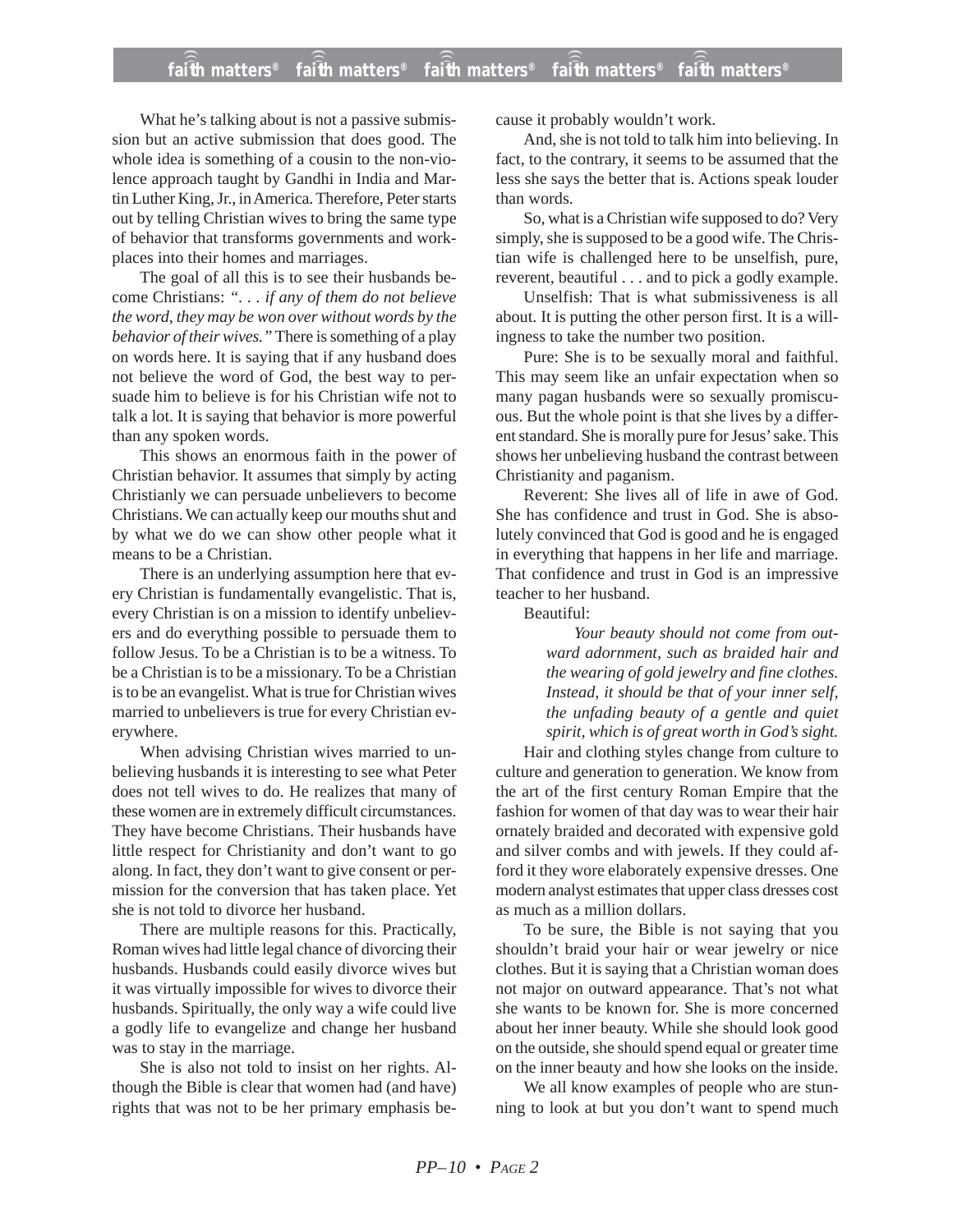What he's talking about is not a passive submission but an active submission that does good. The whole idea is something of a cousin to the non-violence approach taught by Gandhi in India and Martin Luther King, Jr., in America. Therefore, Peter starts out by telling Christian wives to bring the same type of behavior that transforms governments and workplaces into their homes and marriages.

The goal of all this is to see their husbands become Christians: *". . . if any of them do not believe the word, they may be won over without words by the behavior of their wives."* There is something of a play on words here. It is saying that if any husband does not believe the word of God, the best way to persuade him to believe is for his Christian wife not to talk a lot. It is saying that behavior is more powerful than any spoken words.

This shows an enormous faith in the power of Christian behavior. It assumes that simply by acting Christianly we can persuade unbelievers to become Christians. We can actually keep our mouths shut and by what we do we can show other people what it means to be a Christian.

There is an underlying assumption here that every Christian is fundamentally evangelistic. That is, every Christian is on a mission to identify unbelievers and do everything possible to persuade them to follow Jesus. To be a Christian is to be a witness. To be a Christian is to be a missionary. To be a Christian is to be an evangelist. What is true for Christian wives married to unbelievers is true for every Christian everywhere.

When advising Christian wives married to unbelieving husbands it is interesting to see what Peter does not tell wives to do. He realizes that many of these women are in extremely difficult circumstances. They have become Christians. Their husbands have little respect for Christianity and don't want to go along. In fact, they don't want to give consent or permission for the conversion that has taken place. Yet she is not told to divorce her husband.

There are multiple reasons for this. Practically, Roman wives had little legal chance of divorcing their husbands. Husbands could easily divorce wives but it was virtually impossible for wives to divorce their husbands. Spiritually, the only way a wife could live a godly life to evangelize and change her husband was to stay in the marriage.

She is also not told to insist on her rights. Although the Bible is clear that women had (and have) rights that was not to be her primary emphasis because it probably wouldn't work.

And, she is not told to talk him into believing. In fact, to the contrary, it seems to be assumed that the less she says the better that is. Actions speak louder than words.

So, what is a Christian wife supposed to do? Very simply, she is supposed to be a good wife. The Christian wife is challenged here to be unselfish, pure, reverent, beautiful . . . and to pick a godly example.

Unselfish: That is what submissiveness is all about. It is putting the other person first. It is a willingness to take the number two position.

Pure: She is to be sexually moral and faithful. This may seem like an unfair expectation when so many pagan husbands were so sexually promiscuous. But the whole point is that she lives by a different standard. She is morally pure for Jesus' sake. This shows her unbelieving husband the contrast between Christianity and paganism.

Reverent: She lives all of life in awe of God. She has confidence and trust in God. She is absolutely convinced that God is good and he is engaged in everything that happens in her life and marriage. That confidence and trust in God is an impressive teacher to her husband.

Beautiful:

> *Your beauty should not come from outward adornment, such as braided hair and the wearing of gold jewelry and fine clothes. Instead, it should be that of your inner self, the unfading beauty of a gentle and quiet spirit, which is of great worth in God's sight.*

Hair and clothing styles change from culture to culture and generation to generation. We know from the art of the first century Roman Empire that the fashion for women of that day was to wear their hair ornately braided and decorated with expensive gold and silver combs and with jewels. If they could afford it they wore elaborately expensive dresses. One modern analyst estimates that upper class dresses cost as much as a million dollars.

To be sure, the Bible is not saying that you shouldn't braid your hair or wear jewelry or nice clothes. But it is saying that a Christian woman does not major on outward appearance. That's not what she wants to be known for. She is more concerned about her inner beauty. While she should look good on the outside, she should spend equal or greater time on the inner beauty and how she looks on the inside.

We all know examples of people who are stunning to look at but you don't want to spend much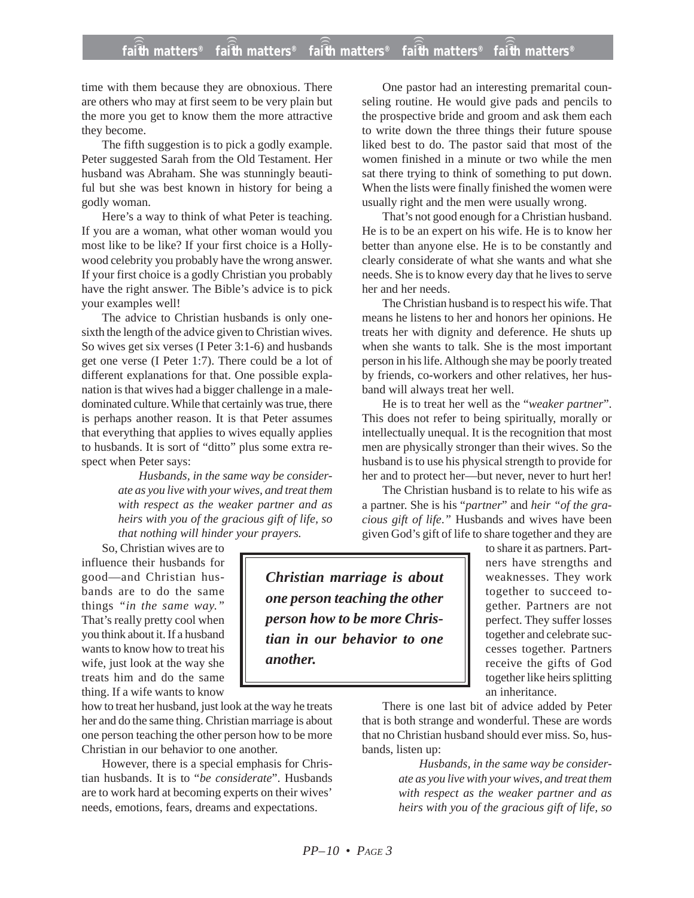time with them because they are obnoxious. There are others who may at first seem to be very plain but the more you get to know them the more attractive they become.

The fifth suggestion is to pick a godly example. Peter suggested Sarah from the Old Testament. Her husband was Abraham. She was stunningly beautiful but she was best known in history for being a godly woman.

Here's a way to think of what Peter is teaching. If you are a woman, what other woman would you most like to be like? If your first choice is a Hollywood celebrity you probably have the wrong answer. If your first choice is a godly Christian you probably have the right answer. The Bible's advice is to pick your examples well!

The advice to Christian husbands is only one-sixth the length of the advice given to Christian wives. So wives get six verses (I Peter 3:1-6) and husbands get one verse (I Peter 1:7). There could be a lot of different explanations for that. One possible explanation is that wives had a bigger challenge in a male-dominated culture. While that certainly was true, there is perhaps another reason. It is that Peter assumes that everything that applies to wives equally applies to husbands. It is sort of "ditto" plus some extra respect when Peter says:

> *Husbands, in the same way be considerate as you live with your wives, and treat them with respect as the weaker partner and as heirs with you of the gracious gift of life, so that nothing will hinder your prayers.*

So, Christian wives are to influence their husbands for good—and Christian husbands are to do the same things *"in the same way."* That's really pretty cool when you think about it. If a husband wants to know how to treat his wife, just look at the way she treats him and do the same thing. If a wife wants to know how to treat her husband, just look at the way he treats her and do the same thing. Christian marriage is about one person teaching the other person how to be more Christian in our behavior to one another.

However, there is a special emphasis for Christian husbands. It is to "*be considerate*". Husbands are to work hard at becoming experts on their wives' needs, emotions, fears, dreams and expectations.

One pastor had an interesting premarital counseling routine. He would give pads and pencils to the prospective bride and groom and ask them each to write down the three things their future spouse liked best to do. The pastor said that most of the women finished in a minute or two while the men sat there trying to think of something to put down. When the lists were finally finished the women were usually right and the men were usually wrong.

That's not good enough for a Christian husband. He is to be an expert on his wife. He is to know her better than anyone else. He is to be constantly and clearly considerate of what she wants and what she needs. She is to know every day that he lives to serve her and her needs.

The Christian husband is to respect his wife. That means he listens to her and honors her opinions. He treats her with dignity and deference. He shuts up when she wants to talk. She is the most important person in his life. Although she may be poorly treated by friends, co-workers and other relatives, her husband will always treat her well.

He is to treat her well as the "*weaker partner*". This does not refer to being spiritually, morally or intellectually unequal. It is the recognition that most men are physically stronger than their wives. So the husband is to use his physical strength to provide for her and to protect her—but never, never to hurt her!

The Christian husband is to relate to his wife as a partner. She is his "*partner*" and *heir "of the gracious gift of life."* Husbands and wives have been given God's gift of life to share together and they are to share it as partners. Partners have strengths and weaknesses. They work together to succeed together. Partners are not perfect. They suffer losses together and celebrate successes together. Partners receive the gifts of God together like heirs splitting an inheritance.

> ***Christian marriage is about one person teaching the other person how to be more Christian in our behavior to one another.***

There is one last bit of advice added by Peter that is both strange and wonderful. These are words that no Christian husband should ever miss. So, husbands, listen up:

> *Husbands, in the same way be considerate as you live with your wives, and treat them with respect as the weaker partner and as heirs with you of the gracious gift of life, so*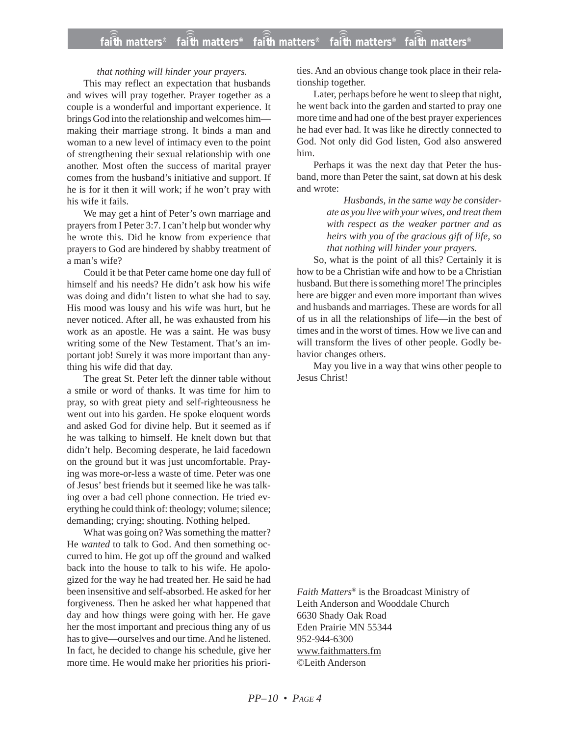*that nothing will hinder your prayers.*

This may reflect an expectation that husbands and wives will pray together. Prayer together as a couple is a wonderful and important experience. It brings God into the relationship and welcomes him—making their marriage strong. It binds a man and woman to a new level of intimacy even to the point of strengthening their sexual relationship with one another. Most often the success of marital prayer comes from the husband's initiative and support. If he is for it then it will work; if he won't pray with his wife it fails.

We may get a hint of Peter's own marriage and prayers from I Peter 3:7. I can't help but wonder why he wrote this. Did he know from experience that prayers to God are hindered by shabby treatment of a man's wife?

Could it be that Peter came home one day full of himself and his needs? He didn't ask how his wife was doing and didn't listen to what she had to say. His mood was lousy and his wife was hurt, but he never noticed. After all, he was exhausted from his work as an apostle. He was a saint. He was busy writing some of the New Testament. That's an important job! Surely it was more important than anything his wife did that day.

The great St. Peter left the dinner table without a smile or word of thanks. It was time for him to pray, so with great piety and self-righteousness he went out into his garden. He spoke eloquent words and asked God for divine help. But it seemed as if he was talking to himself. He knelt down but that didn't help. Becoming desperate, he laid facedown on the ground but it was just uncomfortable. Praying was more-or-less a waste of time. Peter was one of Jesus' best friends but it seemed like he was talking over a bad cell phone connection. He tried everything he could think of: theology; volume; silence; demanding; crying; shouting. Nothing helped.

What was going on? Was something the matter? He *wanted* to talk to God. And then something occurred to him. He got up off the ground and walked back into the house to talk to his wife. He apologized for the way he had treated her. He said he had been insensitive and self-absorbed. He asked for her forgiveness. Then he asked her what happened that day and how things were going with her. He gave her the most important and precious thing any of us has to give—ourselves and our time. And he listened. In fact, he decided to change his schedule, give her more time. He would make her priorities his priorities. And an obvious change took place in their relationship together.

Later, perhaps before he went to sleep that night, he went back into the garden and started to pray one more time and had one of the best prayer experiences he had ever had. It was like he directly connected to God. Not only did God listen, God also answered him.

Perhaps it was the next day that Peter the husband, more than Peter the saint, sat down at his desk and wrote:

> *Husbands, in the same way be considerate as you live with your wives, and treat them with respect as the weaker partner and as heirs with you of the gracious gift of life, so that nothing will hinder your prayers.*

So, what is the point of all this? Certainly it is how to be a Christian wife and how to be a Christian husband. But there is something more! The principles here are bigger and even more important than wives and husbands and marriages. These are words for all of us in all the relationships of life—in the best of times and in the worst of times. How we live can and will transform the lives of other people. Godly behavior changes others.

May you live in a way that wins other people to Jesus Christ!

*Faith Matters*® is the Broadcast Ministry of
Leith Anderson and Wooddale Church
6630 Shady Oak Road
Eden Prairie MN 55344
952-944-6300
www.faithmatters.fm
©Leith Anderson